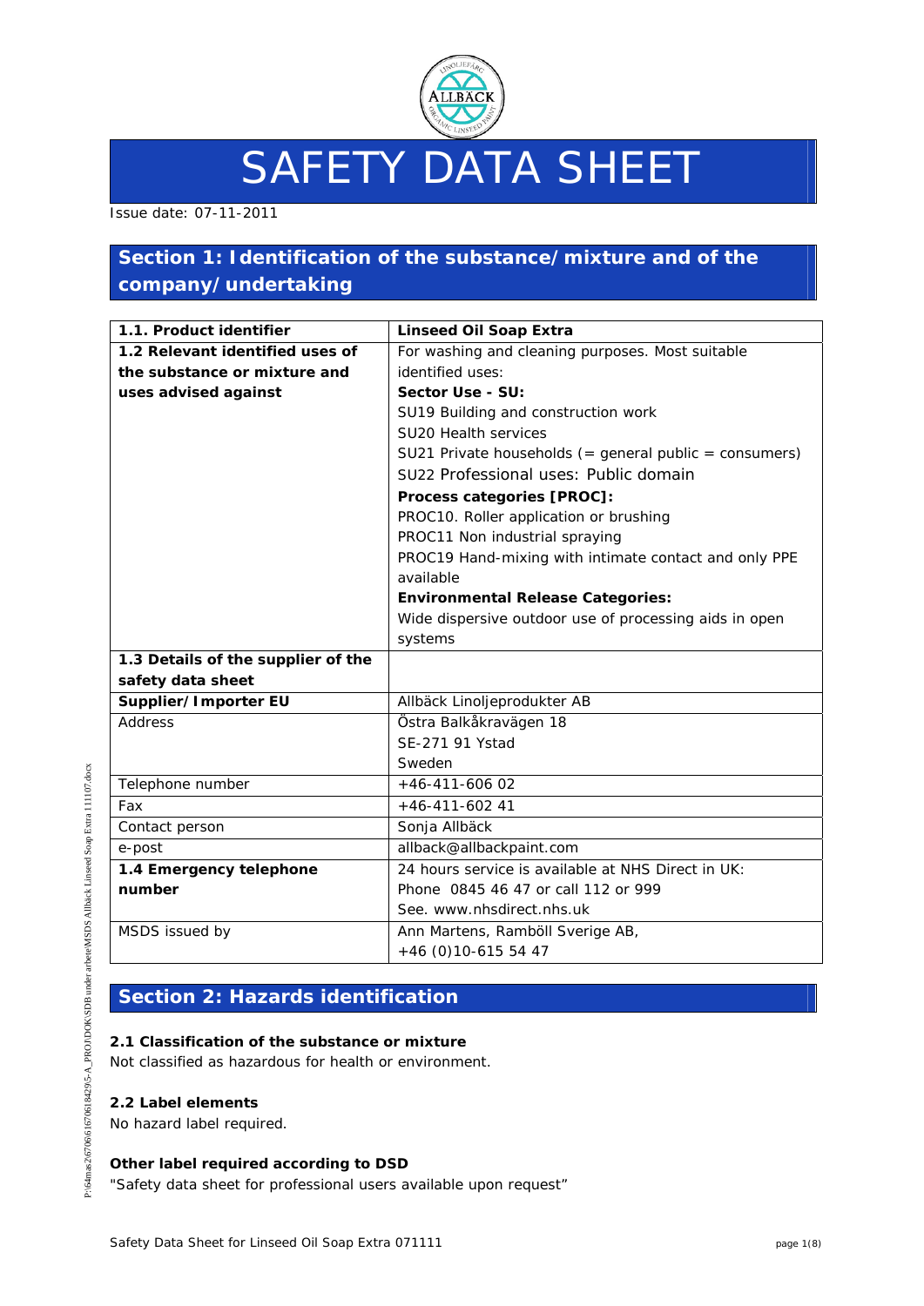# SAFETY DATA SHEET

Issue date: 07-11-2011

## Section 1: Identification of the substance/mixture and of the company/undertaking

| **1.1. Product identifier** | **Linseed Oil Soap Extra** |
|---|---|
| **1.2 Relevant identified uses of the substance or mixture and uses advised against** | For washing and cleaning purposes. Most suitable identified uses:<br>**Sector Use - SU:**<br>SU19 Building and construction work<br>SU20 Health services<br>SU21 Private households (= general public = consumers)<br>SU22 Professional uses: Public domain<br>**Process categories [PROC]:**<br>PROC10. Roller application or brushing<br>PROC11 Non industrial spraying<br>PROC19 Hand-mixing with intimate contact and only PPE available<br>**Environmental Release Categories:**<br>Wide dispersive outdoor use of processing aids in open systems |
| **1.3 Details of the supplier of the safety data sheet** | |
| **Supplier/Importer EU** | Allbäck Linoljeprodukter AB |
| Address | Östra Balkåkravägen 18<br>SE-271 91 Ystad<br>Sweden |
| Telephone number | +46-411-606 02 |
| Fax | +46-411-602 41 |
| Contact person | Sonja Allbäck |
| e-post | allback@allbackpaint.com |
| **1.4 Emergency telephone number** | 24 hours service is available at NHS Direct in UK:<br>Phone 0845 46 47 or call 112 or 999<br>See. www.nhsdirect.nhs.uk |
| MSDS issued by | Ann Martens, Ramböll Sverige AB,<br>+46 (0)10-615 54 47 |

## Section 2: Hazards identification

### 2.1 Classification of the substance or mixture

Not classified as hazardous for health or environment.

### 2.2 Label elements

No hazard label required.

### Other label required according to DSD

"Safety data sheet for professional users available upon request"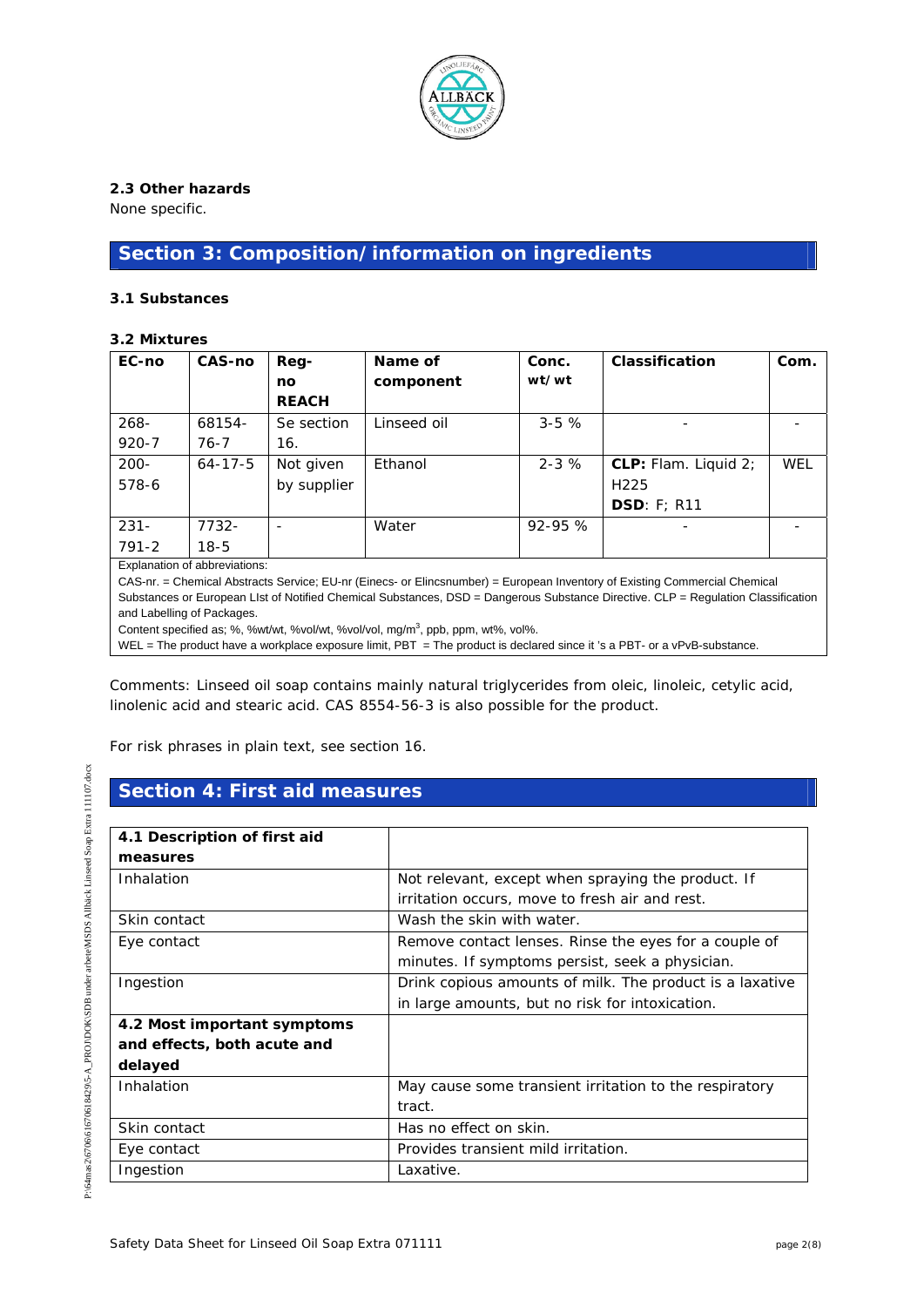### 2.3 Other hazards

None specific.

## Section 3: Composition/information on ingredients

### 3.1 Substances

### 3.2 Mixtures

| EC-no | CAS-no | Reg-no REACH | Name of component | Conc. wt/wt | Classification | Com. |
|---|---|---|---|---|---|---|
| 268-920-7 | 68154-76-7 | Se section 16. | Linseed oil | 3-5 % | - | - |
| 200-578-6 | 64-17-5 | Not given by supplier | Ethanol | 2-3 % | **CLP:** Flam. Liquid 2; H225 **DSD**: F; R11 | WEL |
| 231-791-2 | 7732-18-5 | - | Water | 92-95 % | - | - |

Explanation of abbreviations:

CAS-nr. = Chemical Abstracts Service; EU-nr (Einecs- or Elincsnumber) = European Inventory of Existing Commercial Chemical Substances or European LIst of Notified Chemical Substances, DSD = Dangerous Substance Directive. CLP = Regulation Classification and Labelling of Packages.

Content specified as; %, %wt/wt, %vol/wt, %vol/vol, mg/m$^3$, ppb, ppm, wt%, vol%.

WEL = The product have a workplace exposure limit, PBT = The product is declared since it 's a PBT- or a vPvB-substance.

Comments: Linseed oil soap contains mainly natural triglycerides from oleic, linoleic, cetylic acid, linolenic acid and stearic acid. CAS 8554-56-3 is also possible for the product.

For risk phrases in plain text, see section 16.

## Section 4: First aid measures

| **4.1 Description of first aid measures** | |
|---|---|
| Inhalation | Not relevant, except when spraying the product. If irritation occurs, move to fresh air and rest. |
| Skin contact | Wash the skin with water. |
| Eye contact | Remove contact lenses. Rinse the eyes for a couple of minutes. If symptoms persist, seek a physician. |
| Ingestion | Drink copious amounts of milk. The product is a laxative in large amounts, but no risk for intoxication. |
| **4.2 Most important symptoms and effects, both acute and delayed** | |
| Inhalation | May cause some transient irritation to the respiratory tract. |
| Skin contact | Has no effect on skin. |
| Eye contact | Provides transient mild irritation. |
| Ingestion | Laxative. |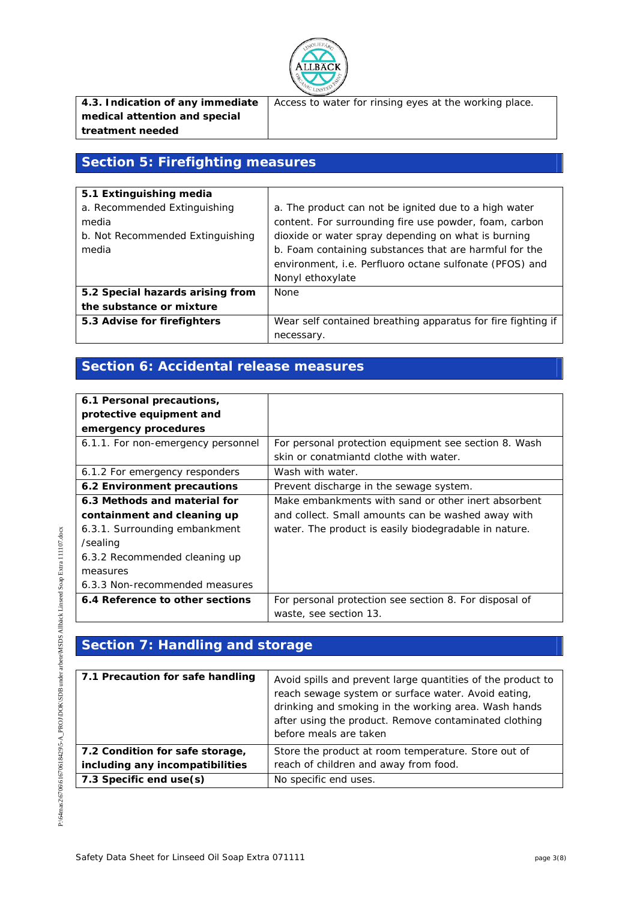| **4.3. Indication of any immediate medical attention and special treatment needed** | Access to water for rinsing eyes at the working place. |
|---|---|

## Section 5: Firefighting measures

| **5.1 Extinguishing media**<br>a. Recommended Extinguishing media<br>b. Not Recommended Extinguishing media | a. The product can not be ignited due to a high water content. For surrounding fire use powder, foam, carbon dioxide or water spray depending on what is burning<br>b. Foam containing substances that are harmful for the environment, i.e. Perfluoro octane sulfonate (PFOS) and Nonyl ethoxylate |
|---|---|
| **5.2 Special hazards arising from the substance or mixture** | None |
| **5.3 Advise for firefighters** | Wear self contained breathing apparatus for fire fighting if necessary. |

## Section 6: Accidental release measures

| **6.1 Personal precautions, protective equipment and emergency procedures** | |
|---|---|
| 6.1.1. For non-emergency personnel | For personal protection equipment see section 8. Wash skin or conatmiantd clothe with water. |
| 6.1.2 For emergency responders | Wash with water. |
| **6.2 Environment precautions** | Prevent discharge in the sewage system. |
| **6.3 Methods and material for containment and cleaning up**<br>6.3.1. Surrounding embankment /sealing<br>6.3.2 Recommended cleaning up measures<br>6.3.3 Non-recommended measures | Make embankments with sand or other inert absorbent and collect. Small amounts can be washed away with water. The product is easily biodegradable in nature. |
| **6.4 Reference to other sections** | For personal protection see section 8. For disposal of waste, see section 13. |

## Section 7: Handling and storage

| **7.1 Precaution for safe handling** | Avoid spills and prevent large quantities of the product to reach sewage system or surface water. Avoid eating, drinking and smoking in the working area. Wash hands after using the product. Remove contaminated clothing before meals are taken |
|---|---|
| **7.2 Condition for safe storage, including any incompatibilities** | Store the product at room temperature. Store out of reach of children and away from food. |
| **7.3 Specific end use(s)** | No specific end uses. |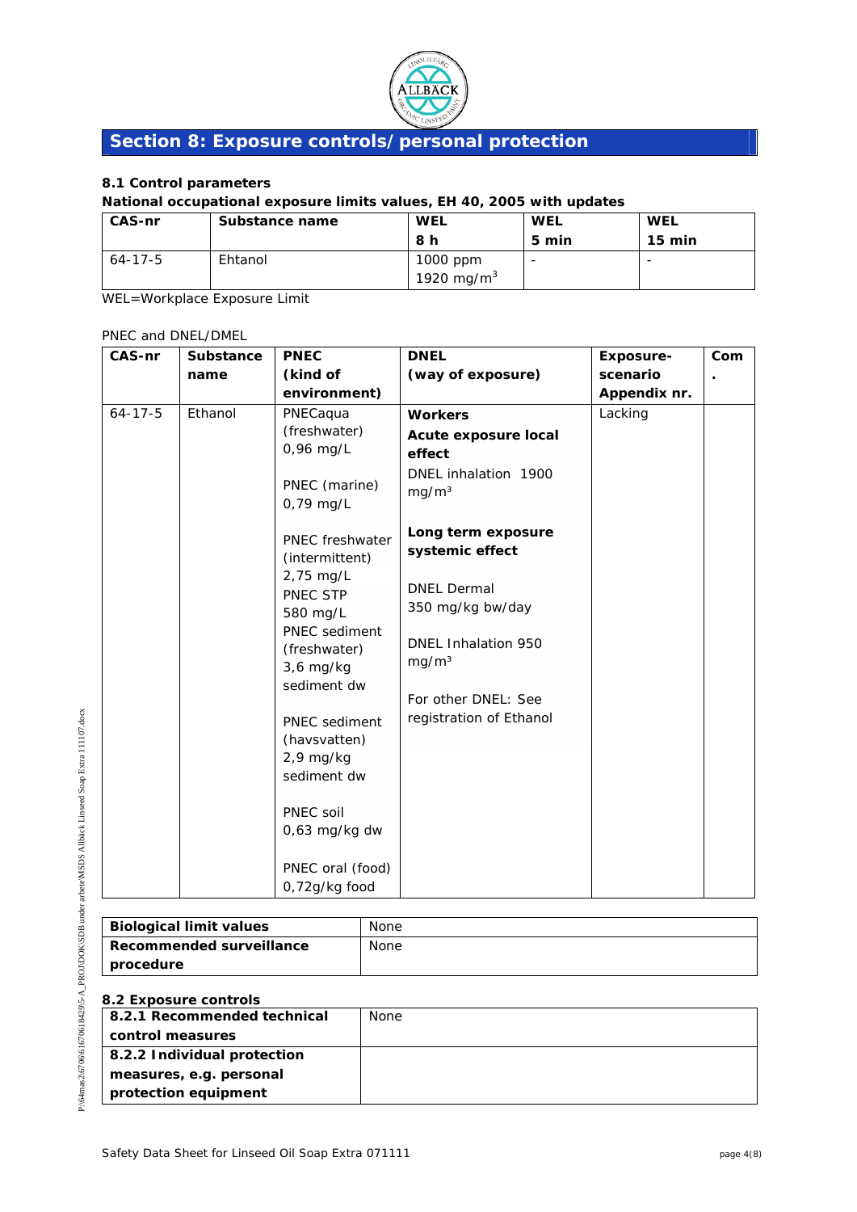## Section 8: Exposure controls/personal protection

### 8.1 Control parameters

**National occupational exposure limits values, EH 40, 2005 with updates**

| CAS-nr | Substance name | WEL 8 h | WEL 5 min | WEL 15 min |
|---|---|---|---|---|
| 64-17-5 | Ehtanol | 1000 ppm<br>1920 mg/m$^3$ | - | - |

WEL=Workplace Exposure Limit

PNEC and DNEL/DMEL

| CAS-nr | Substance name | PNEC (kind of environment) | DNEL (way of exposure) | Exposure-scenario Appendix nr. | Com. |
|---|---|---|---|---|---|
| 64-17-5 | Ethanol | PNECaqua (freshwater) 0,96 mg/L<br><br>PNEC (marine) 0,79 mg/L<br><br>PNEC freshwater (intermittent) 2,75 mg/L<br>PNEC STP 580 mg/L<br>PNEC sediment (freshwater) 3,6 mg/kg sediment dw<br><br>PNEC sediment (havsvatten) 2,9 mg/kg sediment dw<br><br>PNEC soil 0,63 mg/kg dw<br><br>PNEC oral (food) 0,72g/kg food | **Workers**<br>**Acute exposure local effect**<br>DNEL inhalation 1900 mg/m$^3$<br><br>**Long term exposure systemic effect**<br><br>DNEL Dermal 350 mg/kg bw/day<br><br>DNEL Inhalation 950 mg/m$^3$<br><br>For other DNEL: See registration of Ethanol | Lacking | |

| | |
|---|---|
| **Biological limit values** | None |
| **Recommended surveillance procedure** | None |

### 8.2 Exposure controls

| | |
|---|---|
| **8.2.1 Recommended technical control measures** | None |
| **8.2.2 Individual protection measures, e.g. personal protection equipment** | |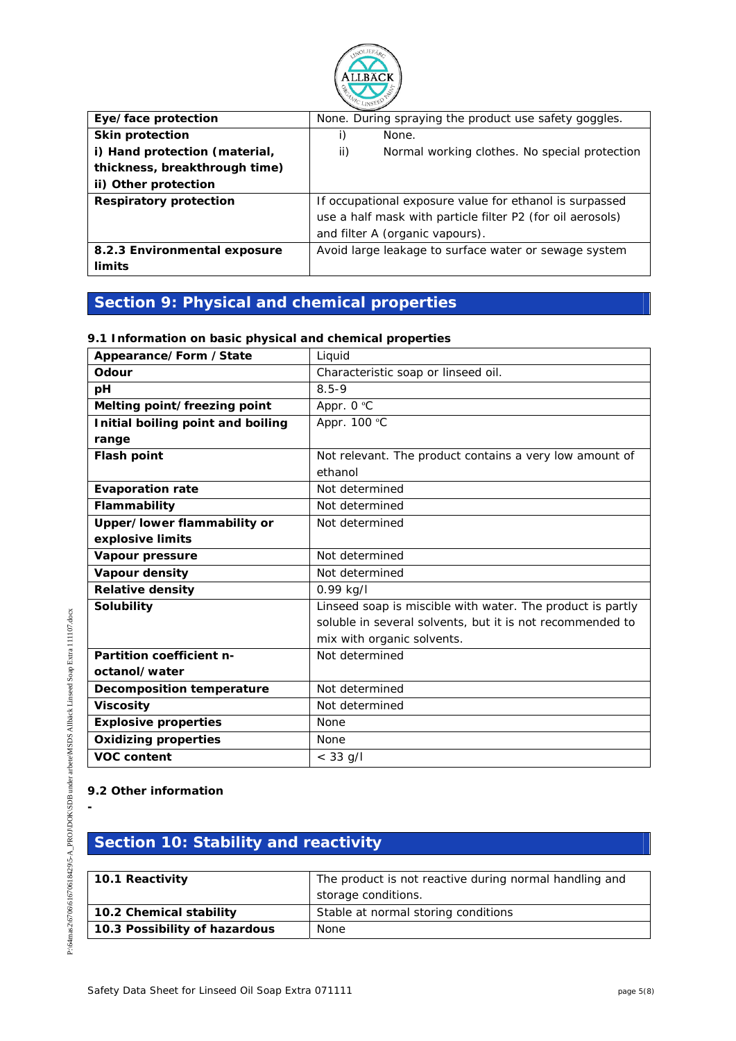| | |
|---|---|
| **Eye/face protection** | None. During spraying the product use safety goggles. |
| **Skin protection**<br>**i) Hand protection (material, thickness, breakthrough time)**<br>**ii) Other protection** | i) None.<br>ii) Normal working clothes. No special protection |
| **Respiratory protection** | If occupational exposure value for ethanol is surpassed use a half mask with particle filter P2 (for oil aerosols) and filter A (organic vapours). |
| **8.2.3 Environmental exposure limits** | Avoid large leakage to surface water or sewage system |

## Section 9: Physical and chemical properties

### 9.1 Information on basic physical and chemical properties

| | |
|---|---|
| **Appearance/Form / State** | Liquid |
| **Odour** | Characteristic soap or linseed oil. |
| **pH** | 8.5-9 |
| **Melting point/freezing point** | Appr. 0 °C |
| **Initial boiling point and boiling range** | Appr. 100 °C |
| **Flash point** | Not relevant. The product contains a very low amount of ethanol |
| **Evaporation rate** | Not determined |
| **Flammability** | Not determined |
| **Upper/lower flammability or explosive limits** | Not determined |
| **Vapour pressure** | Not determined |
| **Vapour density** | Not determined |
| **Relative density** | 0.99 kg/l |
| **Solubility** | Linseed soap is miscible with water. The product is partly soluble in several solvents, but it is not recommended to mix with organic solvents. |
| **Partition coefficient n-octanol/water** | Not determined |
| **Decomposition temperature** | Not determined |
| **Viscosity** | Not determined |
| **Explosive properties** | None |
| **Oxidizing properties** | None |
| **VOC content** | < 33 g/l |

### 9.2 Other information

-

## Section 10: Stability and reactivity

| | |
|---|---|
| **10.1 Reactivity** | The product is not reactive during normal handling and storage conditions. |
| **10.2 Chemical stability** | Stable at normal storing conditions |
| **10.3 Possibility of hazardous** | None |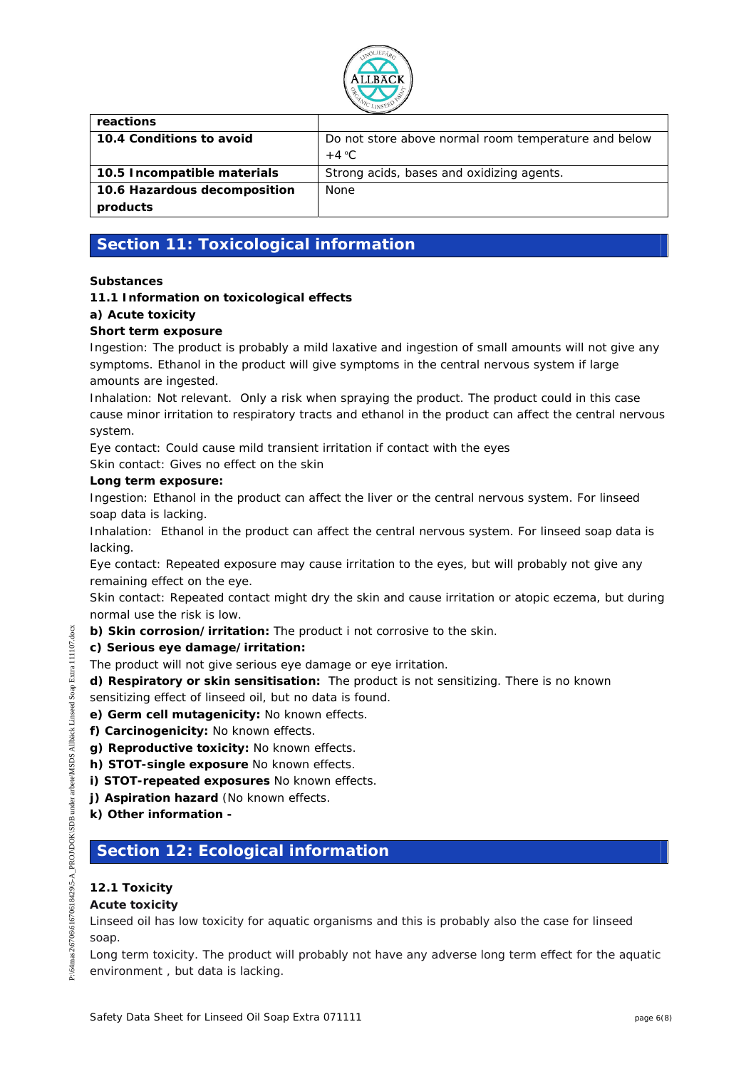| reactions | |
|---|---|
| **10.4 Conditions to avoid** | Do not store above normal room temperature and below +4 °C |
| **10.5 Incompatible materials** | Strong acids, bases and oxidizing agents. |
| **10.6 Hazardous decomposition products** | None |

## Section 11: Toxicological information

**Substances**

**11.1 Information on toxicological effects**

**a) Acute toxicity**

**Short term exposure**

Ingestion: The product is probably a mild laxative and ingestion of small amounts will not give any symptoms. Ethanol in the product will give symptoms in the central nervous system if large amounts are ingested.

Inhalation: Not relevant. Only a risk when spraying the product. The product could in this case cause minor irritation to respiratory tracts and ethanol in the product can affect the central nervous system.

Eye contact: Could cause mild transient irritation if contact with the eyes

Skin contact: Gives no effect on the skin

**Long term exposure:**

Ingestion: Ethanol in the product can affect the liver or the central nervous system. For linseed soap data is lacking.

Inhalation: Ethanol in the product can affect the central nervous system. For linseed soap data is lacking.

Eye contact: Repeated exposure may cause irritation to the eyes, but will probably not give any remaining effect on the eye.

Skin contact: Repeated contact might dry the skin and cause irritation or atopic eczema, but during normal use the risk is low.

**b) Skin corrosion/irritation:** The product i not corrosive to the skin.

**c) Serious eye damage/irritation:**

The product will not give serious eye damage or eye irritation.

**d) Respiratory or skin sensitisation:** The product is not sensitizing. There is no known sensitizing effect of linseed oil, but no data is found.

**e) Germ cell mutagenicity:** No known effects.

**f) Carcinogenicity:** No known effects.

**g) Reproductive toxicity:** No known effects.

**h) STOT-single exposure** No known effects.

**i) STOT-repeated exposures** No known effects.

**j) Aspiration hazard** (No known effects.

**k) Other information -**

## Section 12: Ecological information

**12.1 Toxicity**

**Acute toxicity**

Linseed oil has low toxicity for aquatic organisms and this is probably also the case for linseed soap.

Long term toxicity. The product will probably not have any adverse long term effect for the aquatic environment , but data is lacking.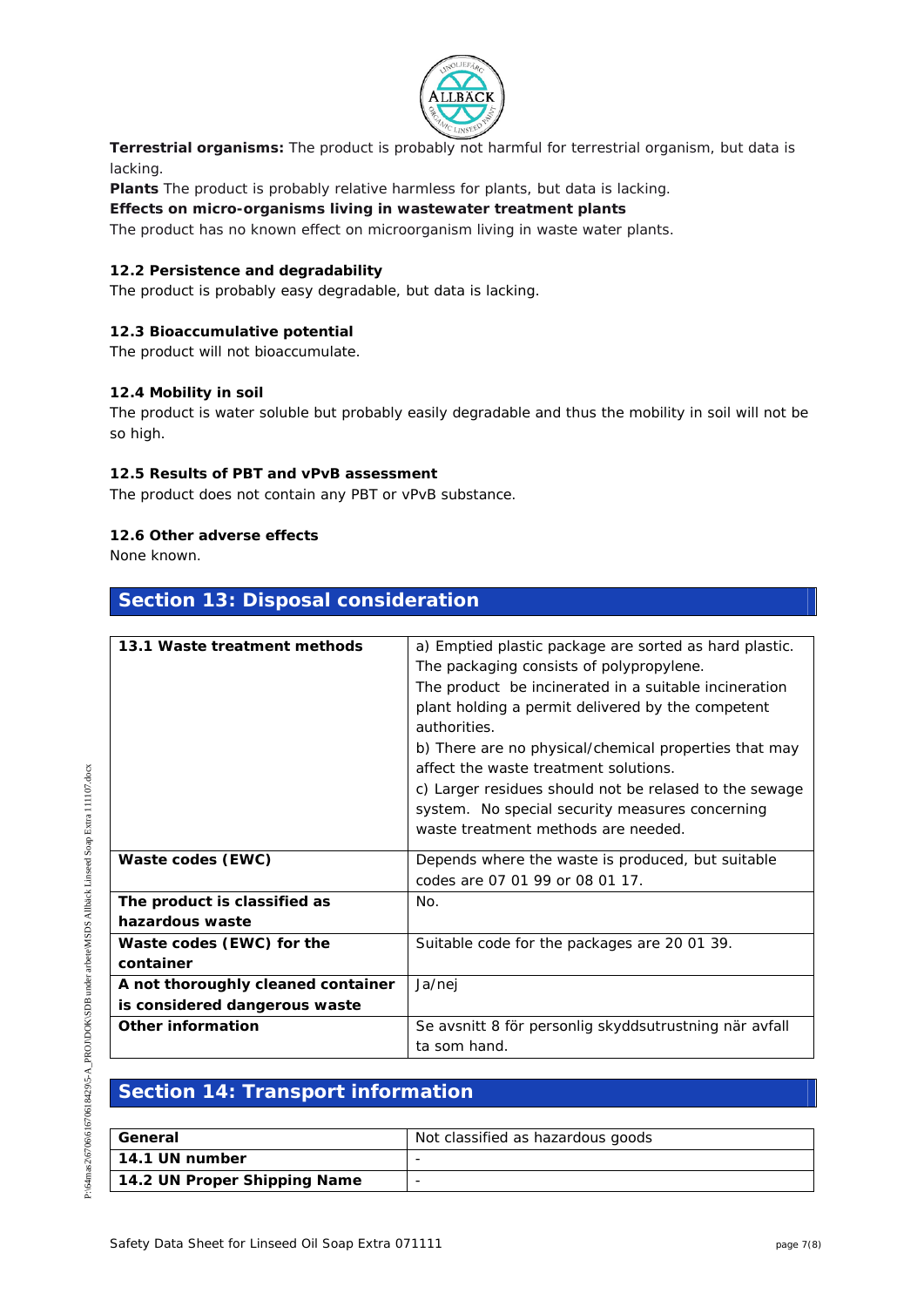**Terrestrial organisms:** The product is probably not harmful for terrestrial organism, but data is lacking.

**Plants** The product is probably relative harmless for plants, but data is lacking.

**Effects on micro-organisms living in wastewater treatment plants**

The product has no known effect on microorganism living in waste water plants.

### 12.2 Persistence and degradability

The product is probably easy degradable, but data is lacking.

### 12.3 Bioaccumulative potential

The product will not bioaccumulate.

### 12.4 Mobility in soil

The product is water soluble but probably easily degradable and thus the mobility in soil will not be so high.

### 12.5 Results of PBT and vPvB assessment

The product does not contain any PBT or vPvB substance.

### 12.6 Other adverse effects

None known.

## Section 13: Disposal consideration

| | |
|---|---|
| **13.1 Waste treatment methods** | a) Emptied plastic package are sorted as hard plastic. The packaging consists of polypropylene. The product be incinerated in a suitable incineration plant holding a permit delivered by the competent authorities. b) There are no physical/chemical properties that may affect the waste treatment solutions. c) Larger residues should not be relased to the sewage system. No special security measures concerning waste treatment methods are needed. |
| **Waste codes (EWC)** | Depends where the waste is produced, but suitable codes are 07 01 99 or 08 01 17. |
| **The product is classified as hazardous waste** | No. |
| **Waste codes (EWC) for the container** | Suitable code for the packages are 20 01 39. |
| **A not thoroughly cleaned container is considered dangerous waste** | Ja/nej |
| **Other information** | Se avsnitt 8 för personlig skyddsutrustning när avfall ta som hand. |

## Section 14: Transport information

| | |
|---|---|
| **General** | Not classified as hazardous goods |
| **14.1 UN number** | - |
| **14.2 UN Proper Shipping Name** | - |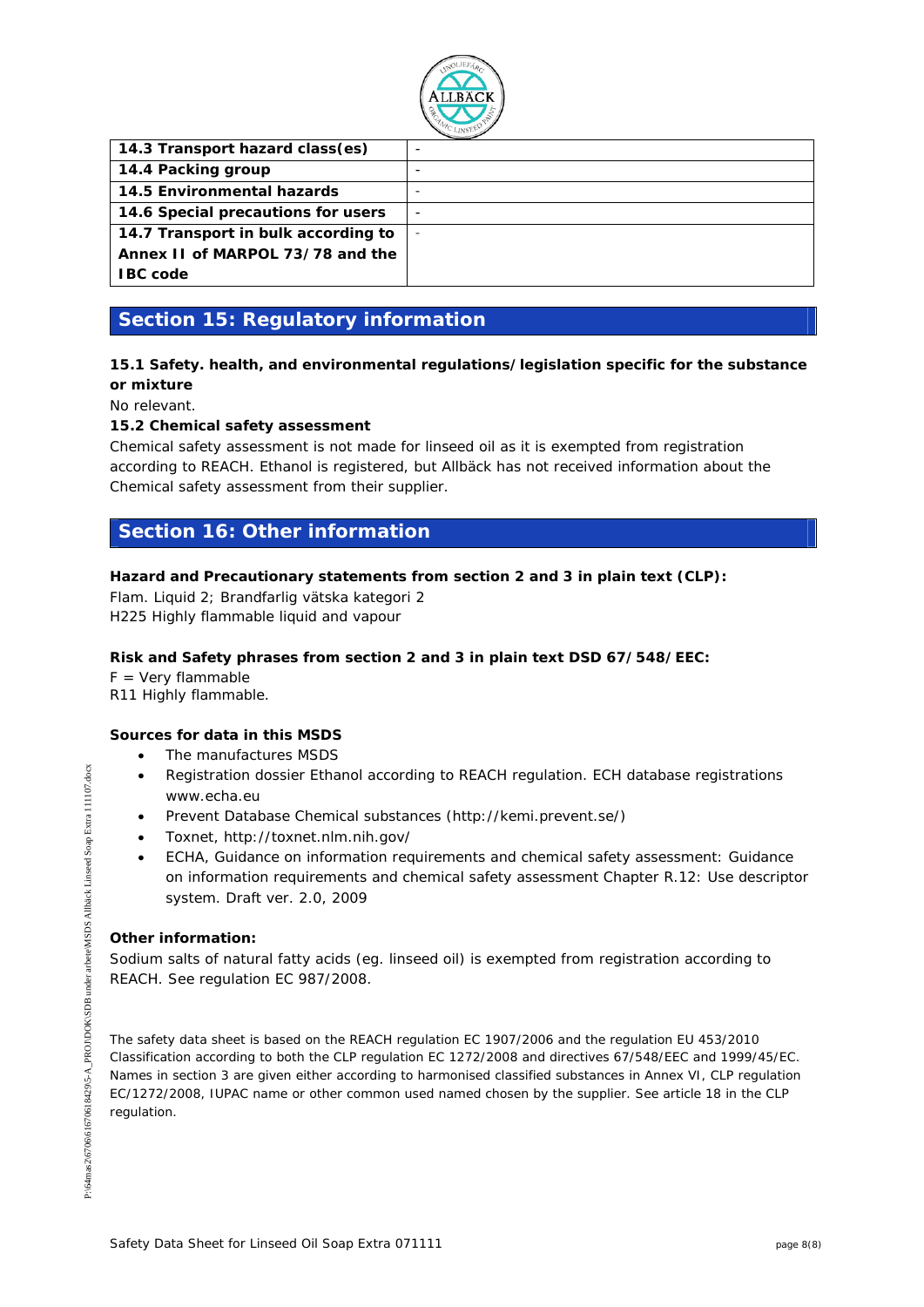| | |
|---|---|
| **14.3 Transport hazard class(es)** | - |
| **14.4 Packing group** | - |
| **14.5 Environmental hazards** | - |
| **14.6 Special precautions for users** | - |
| **14.7 Transport in bulk according to Annex II of MARPOL 73/78 and the IBC code** | - |

## Section 15: Regulatory information

**15.1 Safety. health, and environmental regulations/legislation specific for the substance or mixture**

No relevant.

**15.2 Chemical safety assessment**

Chemical safety assessment is not made for linseed oil as it is exempted from registration according to REACH. Ethanol is registered, but Allbäck has not received information about the Chemical safety assessment from their supplier.

## Section 16: Other information

**Hazard and Precautionary statements from section 2 and 3 in plain text (CLP):**

Flam. Liquid 2; Brandfarlig vätska kategori 2
H225 Highly flammable liquid and vapour

**Risk and Safety phrases from section 2 and 3 in plain text DSD 67/548/EEC:**

F = Very flammable
R11 Highly flammable.

**Sources for data in this MSDS**

- The manufactures MSDS
- Registration dossier Ethanol according to REACH regulation. ECH database registrations www.echa.eu
- Prevent Database Chemical substances (http://kemi.prevent.se/)
- Toxnet, http://toxnet.nlm.nih.gov/
- ECHA, Guidance on information requirements and chemical safety assessment: Guidance on information requirements and chemical safety assessment Chapter R.12: Use descriptor system. Draft ver. 2.0, 2009

**Other information:**

Sodium salts of natural fatty acids (eg. linseed oil) is exempted from registration according to REACH. See regulation EC 987/2008.

The safety data sheet is based on the REACH regulation EC 1907/2006 and the regulation EU 453/2010 Classification according to both the CLP regulation EC 1272/2008 and directives 67/548/EEC and 1999/45/EC. Names in section 3 are given either according to harmonised classified substances in Annex VI, CLP regulation EC/1272/2008, IUPAC name or other common used named chosen by the supplier. See article 18 in the CLP regulation.